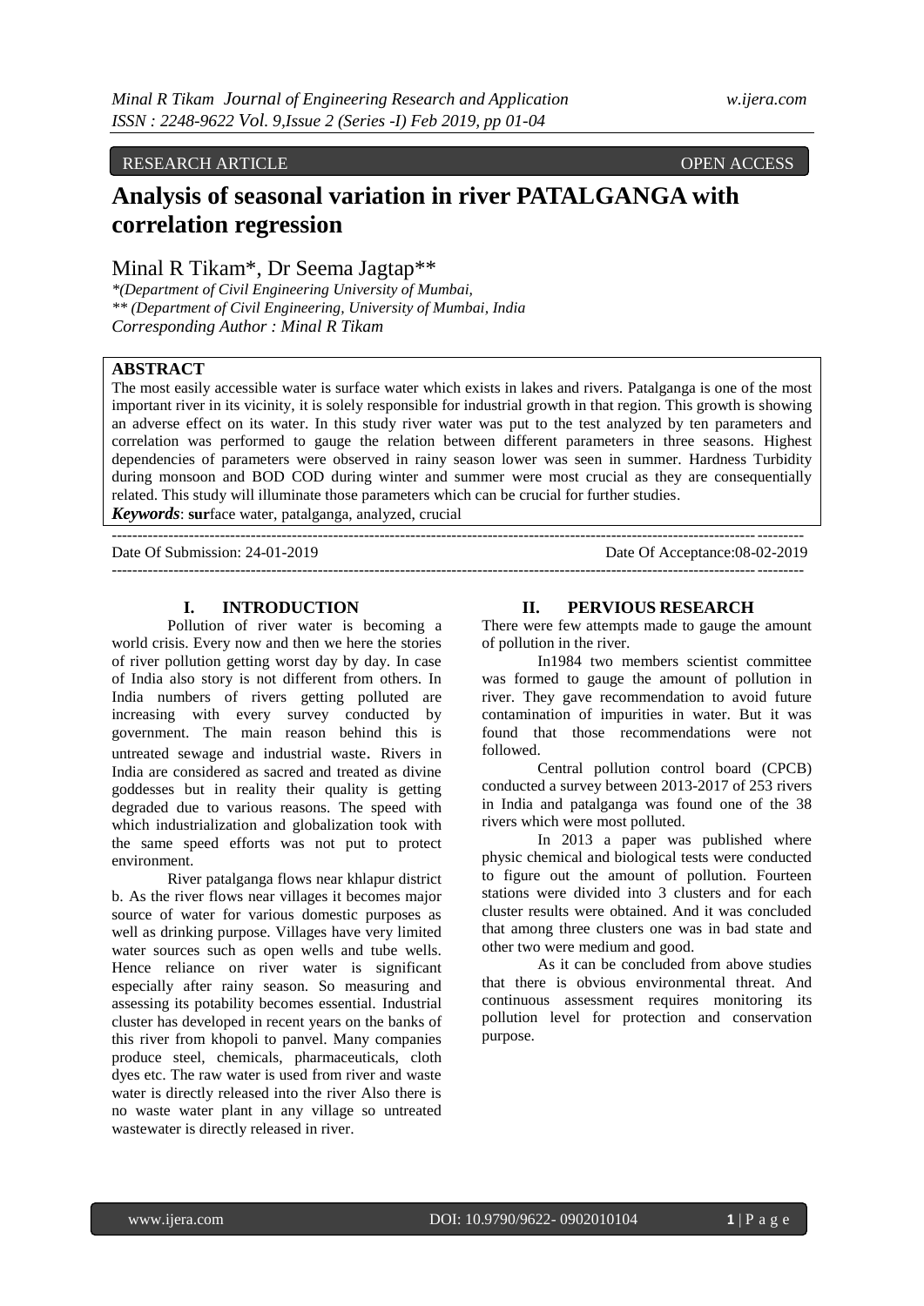RESEARCH ARTICLE OPEN ACCESS

# Analysis of seasonal variation in river PATALGANGA with correlation regression

Minal R Tikam*, Dr Seema Jagtap**

*(Department of Civil Engineering University of Mumbai,
** (Department of Civil Engineering, University of Mumbai, India
*Corresponding Author : Minal R Tikam*

## ABSTRACT

The most easily accessible water is surface water which exists in lakes and rivers. Patalganga is one of the most important river in its vicinity, it is solely responsible for industrial growth in that region. This growth is showing an adverse effect on its water. In this study river water was put to the test analyzed by ten parameters and correlation was performed to gauge the relation between different parameters in three seasons. Highest dependencies of parameters were observed in rainy season lower was seen in summer. Hardness Turbidity during monsoon and BOD COD during winter and summer were most crucial as they are consequentially related. This study will illuminate those parameters which can be crucial for further studies.

***Keywords***: **sur**face water, patalganga, analyzed, crucial

Date Of Submission: 24-01-2019 Date Of Acceptance:08-02-2019

## I. INTRODUCTION

Pollution of river water is becoming a world crisis. Every now and then we here the stories of river pollution getting worst day by day. In case of India also story is not different from others. In India numbers of rivers getting polluted are increasing with every survey conducted by government. The main reason behind this is untreated sewage and industrial waste. Rivers in India are considered as sacred and treated as divine goddesses but in reality their quality is getting degraded due to various reasons. The speed with which industrialization and globalization took with the same speed efforts was not put to protect environment.

River patalganga flows near khlapur district b. As the river flows near villages it becomes major source of water for various domestic purposes as well as drinking purpose. Villages have very limited water sources such as open wells and tube wells. Hence reliance on river water is significant especially after rainy season. So measuring and assessing its potability becomes essential. Industrial cluster has developed in recent years on the banks of this river from khopoli to panvel. Many companies produce steel, chemicals, pharmaceuticals, cloth dyes etc. The raw water is used from river and waste water is directly released into the river Also there is no waste water plant in any village so untreated wastewater is directly released in river.

## II. PERVIOUS RESEARCH

There were few attempts made to gauge the amount of pollution in the river.

In1984 two members scientist committee was formed to gauge the amount of pollution in river. They gave recommendation to avoid future contamination of impurities in water. But it was found that those recommendations were not followed.

Central pollution control board (CPCB) conducted a survey between 2013-2017 of 253 rivers in India and patalganga was found one of the 38 rivers which were most polluted.

In 2013 a paper was published where physic chemical and biological tests were conducted to figure out the amount of pollution. Fourteen stations were divided into 3 clusters and for each cluster results were obtained. And it was concluded that among three clusters one was in bad state and other two were medium and good.

As it can be concluded from above studies that there is obvious environmental threat. And continuous assessment requires monitoring its pollution level for protection and conservation purpose.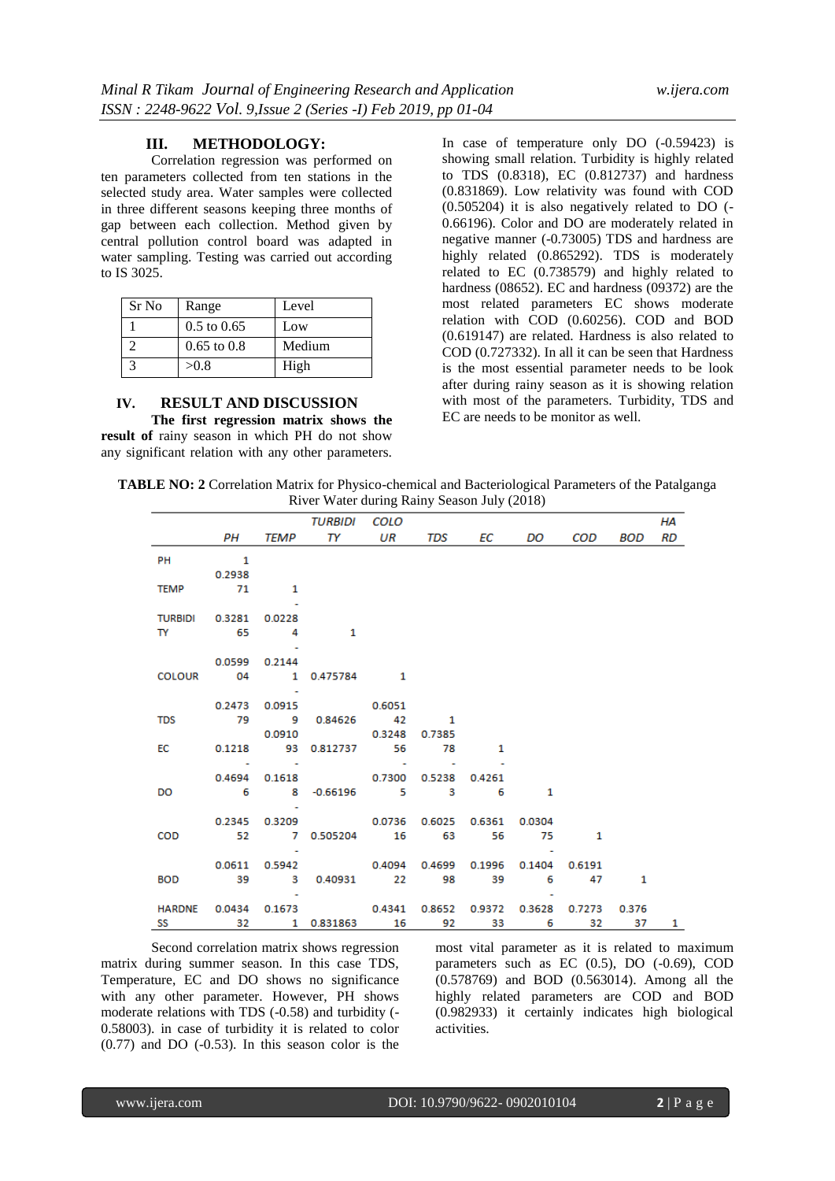## III. METHODOLOGY:

Correlation regression was performed on ten parameters collected from ten stations in the selected study area. Water samples were collected in three different seasons keeping three months of gap between each collection. Method given by central pollution control board was adapted in water sampling. Testing was carried out according to IS 3025.

| Sr No | Range | Level |
|---|---|---|
| 1 | 0.5 to 0.65 | Low |
| 2 | 0.65 to 0.8 | Medium |
| 3 | >0.8 | High |

## IV. RESULT AND DISCUSSION

**The first regression matrix shows the result of** rainy season in which PH do not show any significant relation with any other parameters. In case of temperature only DO (-0.59423) is showing small relation. Turbidity is highly related to TDS (0.8318), EC (0.812737) and hardness (0.831869). Low relativity was found with COD (0.505204) it is also negatively related to DO (-0.66196). Color and DO are moderately related in negative manner (-0.73005) TDS and hardness are highly related (0.865292). TDS is moderately related to EC (0.738579) and highly related to hardness (08652). EC and hardness (09372) are the most related parameters EC shows moderate relation with COD (0.60256). COD and BOD (0.619147) are related. Hardness is also related to COD (0.727332). In all it can be seen that Hardness is the most essential parameter needs to be look after during rainy season as it is showing relation with most of the parameters. Turbidity, TDS and EC are needs to be monitor as well.

**TABLE NO: 2** Correlation Matrix for Physico-chemical and Bacteriological Parameters of the Patalganga River Water during Rainy Season July (2018)

| | PH | TEMP | TURBIDITY | COLOUR | TDS | EC | DO | COD | BOD | HARD |
|---|---|---|---|---|---|---|---|---|---|---|
| PH | 1 | | | | | | | | | |
| TEMP | 0.293871 | 1 | | | | | | | | |
| TURBIDITY | 0.328165 | -0.02284 | 1 | | | | | | | |
| COLOUR | 0.059904 | -0.21441 | 0.475784 | 1 | | | | | | |
| TDS | 0.247379 | -0.09159 | 0.84626 | 0.605142 | 1 | | | | | |
| EC | 0.1218 | 0.091093 | 0.812737 | 0.324856 | 0.738578 | 1 | | | | |
| DO | -0.46946 | -0.16188 | -0.66196 | -0.73005 | -0.52383 | -0.42616 | 1 | | | |
| COD | 0.234552 | -0.32097 | 0.505204 | 0.073616 | 0.602563 | 0.636156 | 0.030475 | 1 | | |
| BOD | 0.061139 | -0.59423 | 0.40931 | 0.409422 | 0.469998 | 0.199639 | -0.14046 | 0.619147 | 1 | |
| HARDNESS | 0.043432 | -0.16731 | 0.831863 | 0.434116 | 0.865292 | 0.937233 | -0.36286 | 0.727332 | 0.37637 | 1 |

Second correlation matrix shows regression matrix during summer season. In this case TDS, Temperature, EC and DO shows no significance with any other parameter. However, PH shows moderate relations with TDS (-0.58) and turbidity (-0.58003). in case of turbidity it is related to color (0.77) and DO (-0.53). In this season color is the most vital parameter as it is related to maximum parameters such as EC (0.5), DO (-0.69), COD (0.578769) and BOD (0.563014). Among all the highly related parameters are COD and BOD (0.982933) it certainly indicates high biological activities.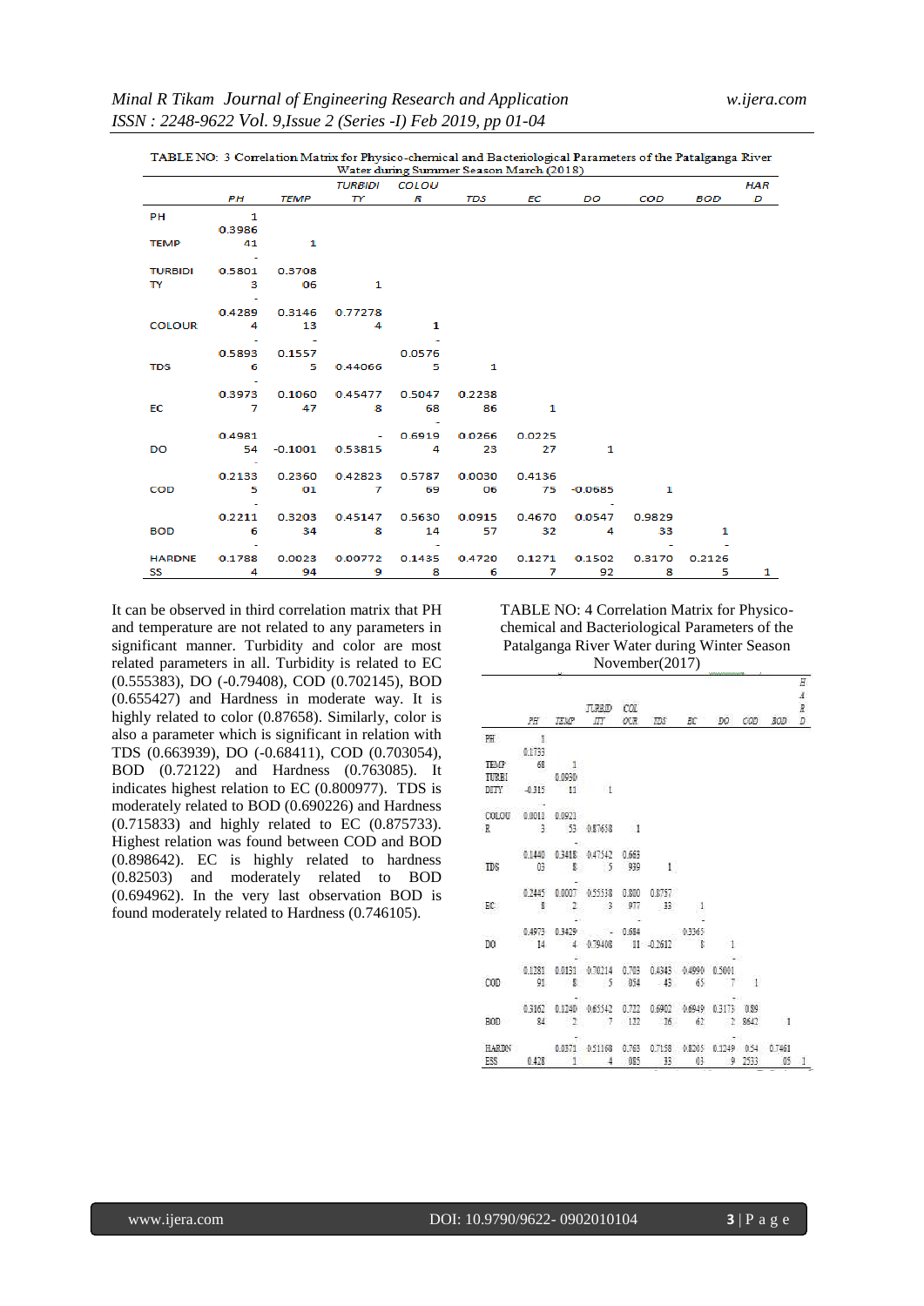TABLE NO: 3 Correlation Matrix for Physico-chemical and Bacteriological Parameters of the Patalganga River Water during Summer Season March (2018)

| | PH | TEMP | TURBIDITY | COLOUR | TDS | EC | DO | COD | BOD | HARD |
|---|---|---|---|---|---|---|---|---|---|---|
| PH | 1 | | | | | | | | | |
| TEMP | 0.398641 | 1 | | | | | | | | |
| TURBIDITY | -0.58013 | 0.370806 | 1 | | | | | | | |
| COLOUR | -0.42894 | 0.314613 | 0.772784 | 1 | | | | | | |
| TDS | -0.58936 | -0.15575 | 0.44066 | -0.05765 | 1 | | | | | |
| EC | -0.39737 | 0.106047 | 0.454778 | 0.504768 | 0.223886 | 1 | | | | |
| DO | 0.498154 | -0.1001 | -0.53815 | 0.69194 | -0.026623 | 0.022527 | 1 | | | |
| COD | -0.21335 | 0.236001 | 0.428237 | 0.578769 | 0.003006 | 0.413675 | -0.0685 | 1 | | |
| BOD | -0.22116 | 0.320334 | 0.451478 | 0.563014 | 0.091557 | 0.467032 | -0.05474 | 0.982933 | 1 | |
| HARDNESS | -0.17884 | 0.002394 | 0.007729 | 0.14358 | -0.47206 | 0.12717 | 0.150292 | -0.31708 | -0.21265 | 1 |

It can be observed in third correlation matrix that PH and temperature are not related to any parameters in significant manner. Turbidity and color are most related parameters in all. Turbidity is related to EC (0.555383), DO (-0.79408), COD (0.702145), BOD (0.655427) and Hardness in moderate way. It is highly related to color (0.87658). Similarly, color is also a parameter which is significant in relation with TDS (0.663939), DO (-0.68411), COD (0.703054), BOD (0.72122) and Hardness (0.763085). It indicates highest relation to EC (0.800977). TDS is moderately related to BOD (0.690226) and Hardness (0.715833) and highly related to EC (0.875733). Highest relation was found between COD and BOD (0.898642). EC is highly related to hardness (0.82503) and moderately related to BOD (0.694962). In the very last observation BOD is found moderately related to Hardness (0.746105).

TABLE NO: 4 Correlation Matrix for Physico-chemical and Bacteriological Parameters of the Patalganga River Water during Winter Season November(2017)

| | PH | TEMP | TURBIDITY | COLOUR | TDS | EC | DO | COD | BOD | HARD |
|---|---|---|---|---|---|---|---|---|---|---|
| PH | 1 | | | | | | | | | |
| TEMP | 0.173368 | 1 | | | | | | | | |
| TURBIDITY | -0.315 | 0.093011 | 1 | | | | | | | |
| COLOUR | -0.00113 | 0.092153 | 0.87658 | 1 | | | | | | |
| TDS | 0.144003 | -0.34188 | 0.475425 | 0.663939 | 1 | | | | | |
| EC | 0.24458 | 0.00072 | 0.555383 | 0.800977 | 0.875733 | 1 | | | | |
| DO | 0.497314 | -0.34294 | -0.79408 | -0.68411 | -0.2612 | -0.33658 | 1 | | | |
| COD | 0.128191 | 0.01318 | 0.702145 | 0.703054 | 0.434543 | 0.499065 | -0.50017 | 1 | | |
| BOD | 0.316284 | -0.12402 | 0.655427 | 0.722122 | 0.690226 | 0.694962 | -0.31732 | 0.898642 | 1 | |
| HARDNESS | 0.428 | 0.03711 | 0.511684 | 0.763085 | 0.715833 | 0.82503 | -0.12499 | 0.542533 | 0.746105 | 1 |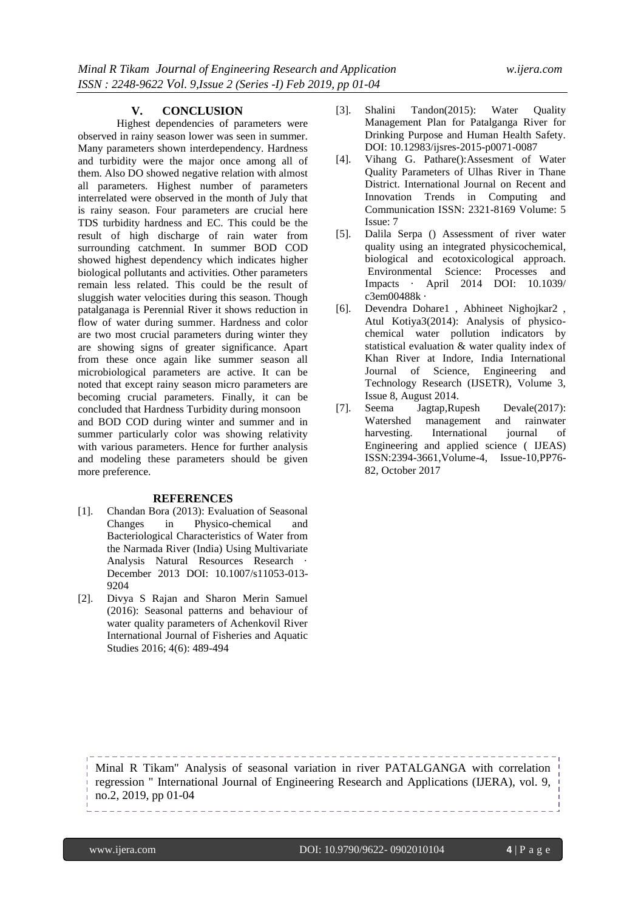## V. CONCLUSION

Highest dependencies of parameters were observed in rainy season lower was seen in summer. Many parameters shown interdependency. Hardness and turbidity were the major once among all of them. Also DO showed negative relation with almost all parameters. Highest number of parameters interrelated were observed in the month of July that is rainy season. Four parameters are crucial here TDS turbidity hardness and EC. This could be the result of high discharge of rain water from surrounding catchment. In summer BOD COD showed highest dependency which indicates higher biological pollutants and activities. Other parameters remain less related. This could be the result of sluggish water velocities during this season. Though patalganaga is Perennial River it shows reduction in flow of water during summer. Hardness and color are two most crucial parameters during winter they are showing signs of greater significance. Apart from these once again like summer season all microbiological parameters are active. It can be noted that except rainy season micro parameters are becoming crucial parameters. Finally, it can be concluded that Hardness Turbidity during monsoon and BOD COD during winter and summer and in summer particularly color was showing relativity with various parameters. Hence for further analysis and modeling these parameters should be given more preference.

## REFERENCES

[1]. Chandan Bora (2013): Evaluation of Seasonal Changes in Physico-chemical and Bacteriological Characteristics of Water from the Narmada River (India) Using Multivariate Analysis Natural Resources Research · December 2013 DOI: 10.1007/s11053-013-9204

[2]. Divya S Rajan and Sharon Merin Samuel (2016): Seasonal patterns and behaviour of water quality parameters of Achenkovil River International Journal of Fisheries and Aquatic Studies 2016; 4(6): 489-494

[3]. Shalini Tandon(2015): Water Quality Management Plan for Patalganga River for Drinking Purpose and Human Health Safety. DOI: 10.12983/ijsres-2015-p0071-0087

[4]. Vihang G. Pathare():Assesment of Water Quality Parameters of Ulhas River in Thane District. International Journal on Recent and Innovation Trends in Computing and Communication ISSN: 2321-8169 Volume: 5 Issue: 7

[5]. Dalila Serpa () Assessment of river water quality using an integrated physicochemical, biological and ecotoxicological approach. Environmental Science: Processes and Impacts · April 2014 DOI: 10.1039/ c3em00488k ·

[6]. Devendra Dohare1 , Abhineet Nighojkar2 , Atul Kotiya3(2014): Analysis of physico-chemical water pollution indicators by statistical evaluation & water quality index of Khan River at Indore, India International Journal of Science, Engineering and Technology Research (IJSETR), Volume 3, Issue 8, August 2014.

[7]. Seema Jagtap,Rupesh Devale(2017): Watershed management and rainwater harvesting. International journal of Engineering and applied science ( IJEAS) ISSN:2394-3661,Volume-4, Issue-10,PP76-82, October 2017

Minal R Tikam" Analysis of seasonal variation in river PATALGANGA with correlation regression " International Journal of Engineering Research and Applications (IJERA), vol. 9, no.2, 2019, pp 01-04